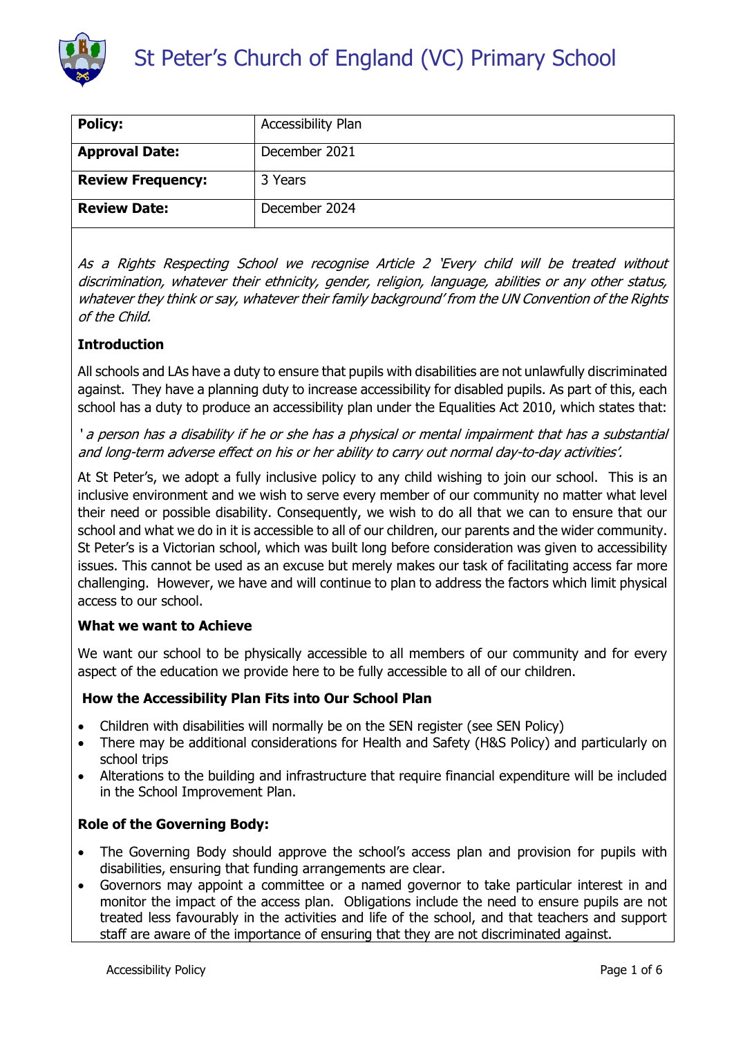# St Peter's Church of England (VC) Primary School

| **Policy:** | Accessibility Plan |
|---|---|
| **Approval Date:** | December 2021 |
| **Review Frequency:** | 3 Years |
| **Review Date:** | December 2024 |

*As a Rights Respecting School we recognise Article 2 'Every child will be treated without discrimination, whatever their ethnicity, gender, religion, language, abilities or any other status, whatever they think or say, whatever their family background' from the UN Convention of the Rights of the Child.*

**Introduction**

All schools and LAs have a duty to ensure that pupils with disabilities are not unlawfully discriminated against. They have a planning duty to increase accessibility for disabled pupils. As part of this, each school has a duty to produce an accessibility plan under the Equalities Act 2010, which states that:

*' a person has a disability if he or she has a physical or mental impairment that has a substantial and long-term adverse effect on his or her ability to carry out normal day-to-day activities'.*

At St Peter's, we adopt a fully inclusive policy to any child wishing to join our school. This is an inclusive environment and we wish to serve every member of our community no matter what level their need or possible disability. Consequently, we wish to do all that we can to ensure that our school and what we do in it is accessible to all of our children, our parents and the wider community. St Peter's is a Victorian school, which was built long before consideration was given to accessibility issues. This cannot be used as an excuse but merely makes our task of facilitating access far more challenging. However, we have and will continue to plan to address the factors which limit physical access to our school.

**What we want to Achieve**

We want our school to be physically accessible to all members of our community and for every aspect of the education we provide here to be fully accessible to all of our children.

**How the Accessibility Plan Fits into Our School Plan**

- Children with disabilities will normally be on the SEN register (see SEN Policy)
- There may be additional considerations for Health and Safety (H&S Policy) and particularly on school trips
- Alterations to the building and infrastructure that require financial expenditure will be included in the School Improvement Plan.

**Role of the Governing Body:**

- The Governing Body should approve the school's access plan and provision for pupils with disabilities, ensuring that funding arrangements are clear.
- Governors may appoint a committee or a named governor to take particular interest in and monitor the impact of the access plan. Obligations include the need to ensure pupils are not treated less favourably in the activities and life of the school, and that teachers and support staff are aware of the importance of ensuring that they are not discriminated against.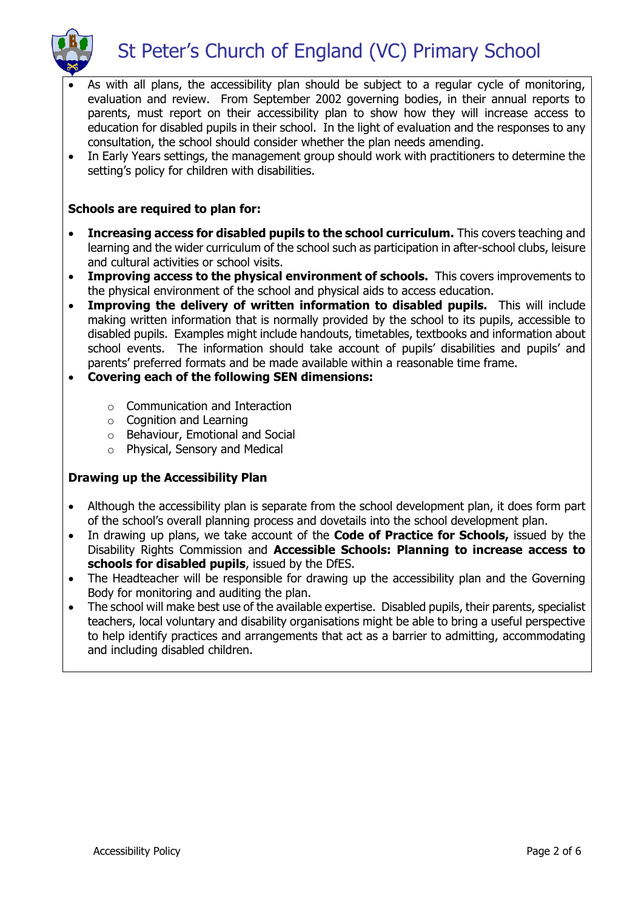- As with all plans, the accessibility plan should be subject to a regular cycle of monitoring, evaluation and review. From September 2002 governing bodies, in their annual reports to parents, must report on their accessibility plan to show how they will increase access to education for disabled pupils in their school. In the light of evaluation and the responses to any consultation, the school should consider whether the plan needs amending.
- In Early Years settings, the management group should work with practitioners to determine the setting's policy for children with disabilities.

**Schools are required to plan for:**

- **Increasing access for disabled pupils to the school curriculum.** This covers teaching and learning and the wider curriculum of the school such as participation in after-school clubs, leisure and cultural activities or school visits.
- **Improving access to the physical environment of schools.** This covers improvements to the physical environment of the school and physical aids to access education.
- **Improving the delivery of written information to disabled pupils.** This will include making written information that is normally provided by the school to its pupils, accessible to disabled pupils. Examples might include handouts, timetables, textbooks and information about school events. The information should take account of pupils' disabilities and pupils' and parents' preferred formats and be made available within a reasonable time frame.
- **Covering each of the following SEN dimensions:**
  - Communication and Interaction
  - Cognition and Learning
  - Behaviour, Emotional and Social
  - Physical, Sensory and Medical

**Drawing up the Accessibility Plan**

- Although the accessibility plan is separate from the school development plan, it does form part of the school's overall planning process and dovetails into the school development plan.
- In drawing up plans, we take account of the **Code of Practice for Schools,** issued by the Disability Rights Commission and **Accessible Schools: Planning to increase access to schools for disabled pupils**, issued by the DfES.
- The Headteacher will be responsible for drawing up the accessibility plan and the Governing Body for monitoring and auditing the plan.
- The school will make best use of the available expertise. Disabled pupils, their parents, specialist teachers, local voluntary and disability organisations might be able to bring a useful perspective to help identify practices and arrangements that act as a barrier to admitting, accommodating and including disabled children.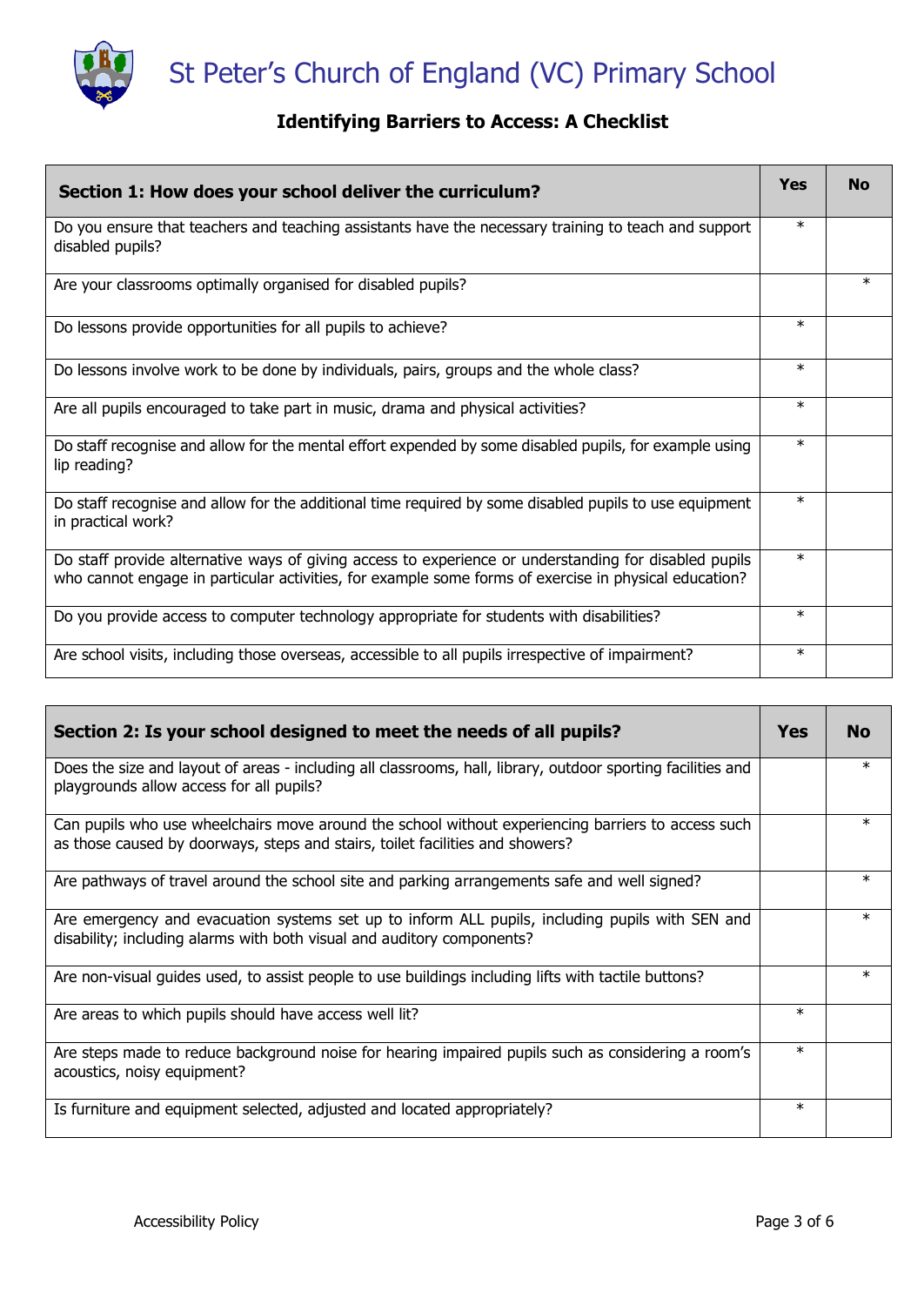# St Peter's Church of England (VC) Primary School

## Identifying Barriers to Access: A Checklist

| Section 1: How does your school deliver the curriculum? | Yes | No |
|---|---|---|
| Do you ensure that teachers and teaching assistants have the necessary training to teach and support disabled pupils? | * | |
| Are your classrooms optimally organised for disabled pupils? | | * |
| Do lessons provide opportunities for all pupils to achieve? | * | |
| Do lessons involve work to be done by individuals, pairs, groups and the whole class? | * | |
| Are all pupils encouraged to take part in music, drama and physical activities? | * | |
| Do staff recognise and allow for the mental effort expended by some disabled pupils, for example using lip reading? | * | |
| Do staff recognise and allow for the additional time required by some disabled pupils to use equipment in practical work? | * | |
| Do staff provide alternative ways of giving access to experience or understanding for disabled pupils who cannot engage in particular activities, for example some forms of exercise in physical education? | * | |
| Do you provide access to computer technology appropriate for students with disabilities? | * | |
| Are school visits, including those overseas, accessible to all pupils irrespective of impairment? | * | |

| Section 2: Is your school designed to meet the needs of all pupils? | Yes | No |
|---|---|---|
| Does the size and layout of areas - including all classrooms, hall, library, outdoor sporting facilities and playgrounds allow access for all pupils? | | * |
| Can pupils who use wheelchairs move around the school without experiencing barriers to access such as those caused by doorways, steps and stairs, toilet facilities and showers? | | * |
| Are pathways of travel around the school site and parking arrangements safe and well signed? | | * |
| Are emergency and evacuation systems set up to inform ALL pupils, including pupils with SEN and disability; including alarms with both visual and auditory components? | | * |
| Are non-visual guides used, to assist people to use buildings including lifts with tactile buttons? | | * |
| Are areas to which pupils should have access well lit? | * | |
| Are steps made to reduce background noise for hearing impaired pupils such as considering a room's acoustics, noisy equipment? | * | |
| Is furniture and equipment selected, adjusted and located appropriately? | * | |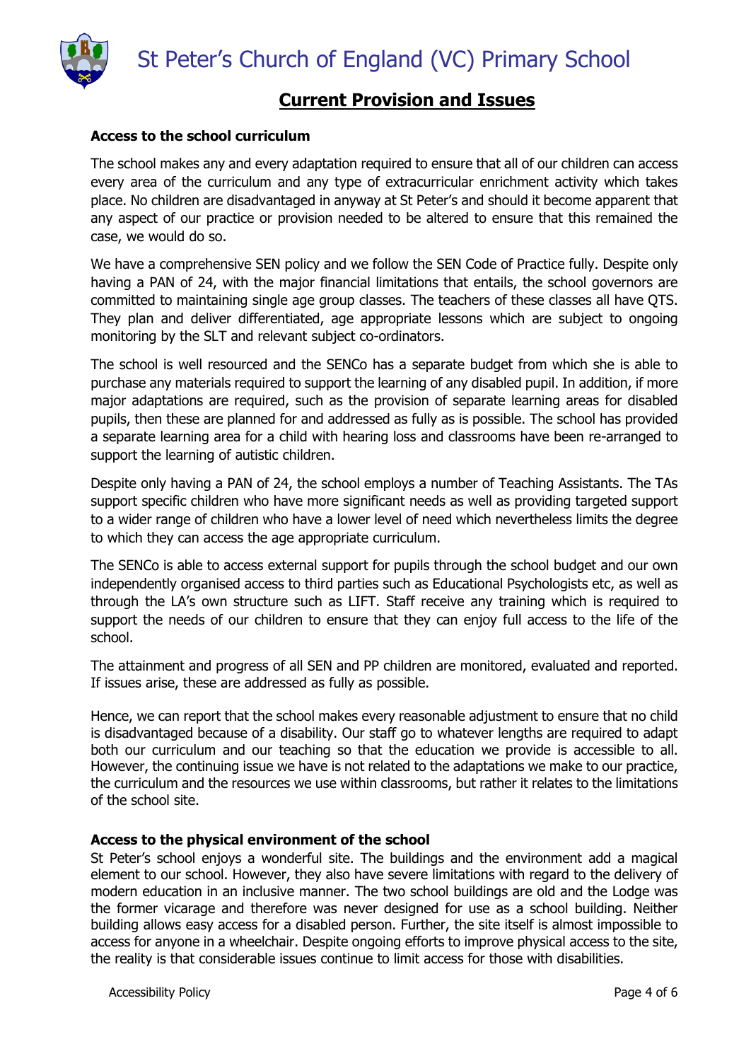## Current Provision and Issues

**Access to the school curriculum**

The school makes any and every adaptation required to ensure that all of our children can access every area of the curriculum and any type of extracurricular enrichment activity which takes place. No children are disadvantaged in anyway at St Peter's and should it become apparent that any aspect of our practice or provision needed to be altered to ensure that this remained the case, we would do so.

We have a comprehensive SEN policy and we follow the SEN Code of Practice fully. Despite only having a PAN of 24, with the major financial limitations that entails, the school governors are committed to maintaining single age group classes. The teachers of these classes all have QTS. They plan and deliver differentiated, age appropriate lessons which are subject to ongoing monitoring by the SLT and relevant subject co-ordinators.

The school is well resourced and the SENCo has a separate budget from which she is able to purchase any materials required to support the learning of any disabled pupil. In addition, if more major adaptations are required, such as the provision of separate learning areas for disabled pupils, then these are planned for and addressed as fully as is possible. The school has provided a separate learning area for a child with hearing loss and classrooms have been re-arranged to support the learning of autistic children.

Despite only having a PAN of 24, the school employs a number of Teaching Assistants. The TAs support specific children who have more significant needs as well as providing targeted support to a wider range of children who have a lower level of need which nevertheless limits the degree to which they can access the age appropriate curriculum.

The SENCo is able to access external support for pupils through the school budget and our own independently organised access to third parties such as Educational Psychologists etc, as well as through the LA's own structure such as LIFT. Staff receive any training which is required to support the needs of our children to ensure that they can enjoy full access to the life of the school.

The attainment and progress of all SEN and PP children are monitored, evaluated and reported. If issues arise, these are addressed as fully as possible.

Hence, we can report that the school makes every reasonable adjustment to ensure that no child is disadvantaged because of a disability. Our staff go to whatever lengths are required to adapt both our curriculum and our teaching so that the education we provide is accessible to all. However, the continuing issue we have is not related to the adaptations we make to our practice, the curriculum and the resources we use within classrooms, but rather it relates to the limitations of the school site.

**Access to the physical environment of the school**

St Peter's school enjoys a wonderful site. The buildings and the environment add a magical element to our school. However, they also have severe limitations with regard to the delivery of modern education in an inclusive manner. The two school buildings are old and the Lodge was the former vicarage and therefore was never designed for use as a school building. Neither building allows easy access for a disabled person. Further, the site itself is almost impossible to access for anyone in a wheelchair. Despite ongoing efforts to improve physical access to the site, the reality is that considerable issues continue to limit access for those with disabilities.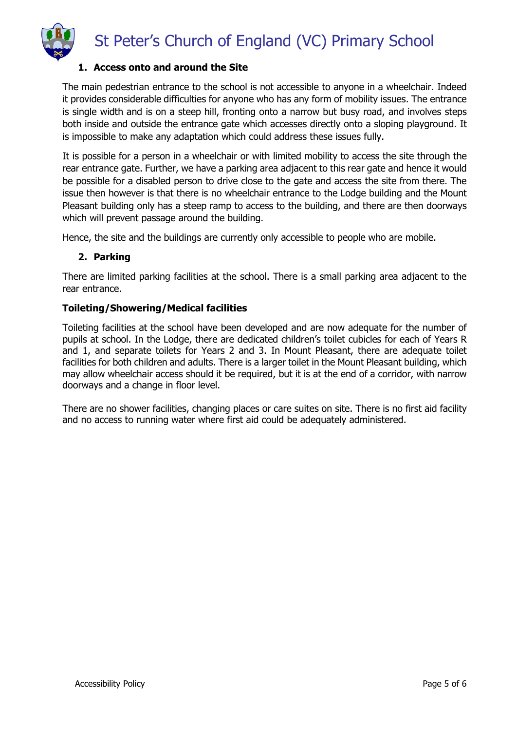1. **Access onto and around the Site**

The main pedestrian entrance to the school is not accessible to anyone in a wheelchair. Indeed it provides considerable difficulties for anyone who has any form of mobility issues. The entrance is single width and is on a steep hill, fronting onto a narrow but busy road, and involves steps both inside and outside the entrance gate which accesses directly onto a sloping playground. It is impossible to make any adaptation which could address these issues fully.

It is possible for a person in a wheelchair or with limited mobility to access the site through the rear entrance gate. Further, we have a parking area adjacent to this rear gate and hence it would be possible for a disabled person to drive close to the gate and access the site from there. The issue then however is that there is no wheelchair entrance to the Lodge building and the Mount Pleasant building only has a steep ramp to access to the building, and there are then doorways which will prevent passage around the building.

Hence, the site and the buildings are currently only accessible to people who are mobile.

2. **Parking**

There are limited parking facilities at the school. There is a small parking area adjacent to the rear entrance.

**Toileting/Showering/Medical facilities**

Toileting facilities at the school have been developed and are now adequate for the number of pupils at school. In the Lodge, there are dedicated children's toilet cubicles for each of Years R and 1, and separate toilets for Years 2 and 3. In Mount Pleasant, there are adequate toilet facilities for both children and adults. There is a larger toilet in the Mount Pleasant building, which may allow wheelchair access should it be required, but it is at the end of a corridor, with narrow doorways and a change in floor level.

There are no shower facilities, changing places or care suites on site. There is no first aid facility and no access to running water where first aid could be adequately administered.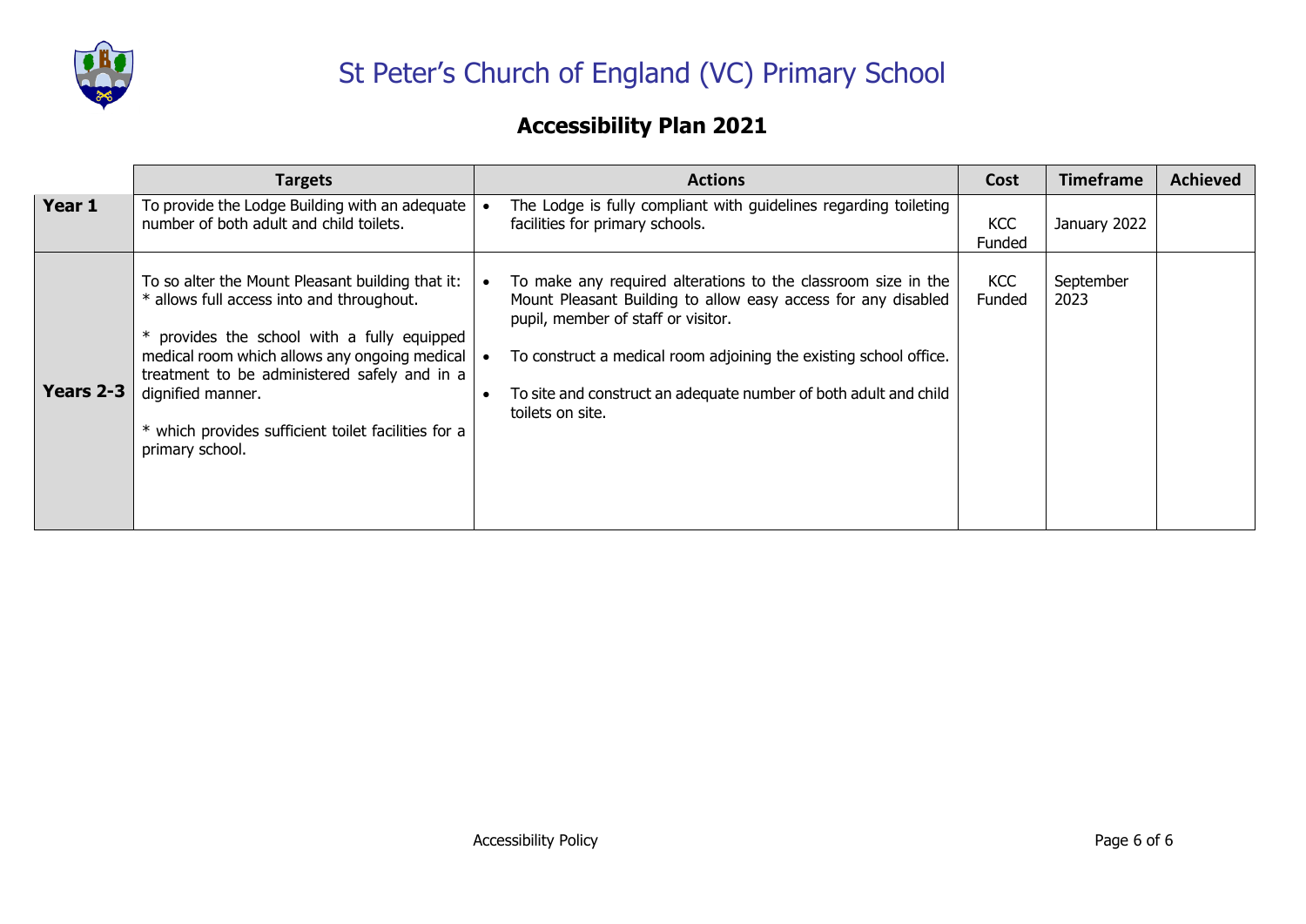# St Peter's Church of England (VC) Primary School

## Accessibility Plan 2021

| | Targets | Actions | Cost | Timeframe | Achieved |
|---|---|---|---|---|---|
| **Year 1** | To provide the Lodge Building with an adequate number of both adult and child toilets. | • The Lodge is fully compliant with guidelines regarding toileting facilities for primary schools. | KCC Funded | January 2022 | |
| **Years 2-3** | To so alter the Mount Pleasant building that it:<br>* allows full access into and throughout.<br>* provides the school with a fully equipped medical room which allows any ongoing medical treatment to be administered safely and in a dignified manner.<br>* which provides sufficient toilet facilities for a primary school. | • To make any required alterations to the classroom size in the Mount Pleasant Building to allow easy access for any disabled pupil, member of staff or visitor.<br>• To construct a medical room adjoining the existing school office.<br>• To site and construct an adequate number of both adult and child toilets on site. | KCC Funded | September 2023 | |